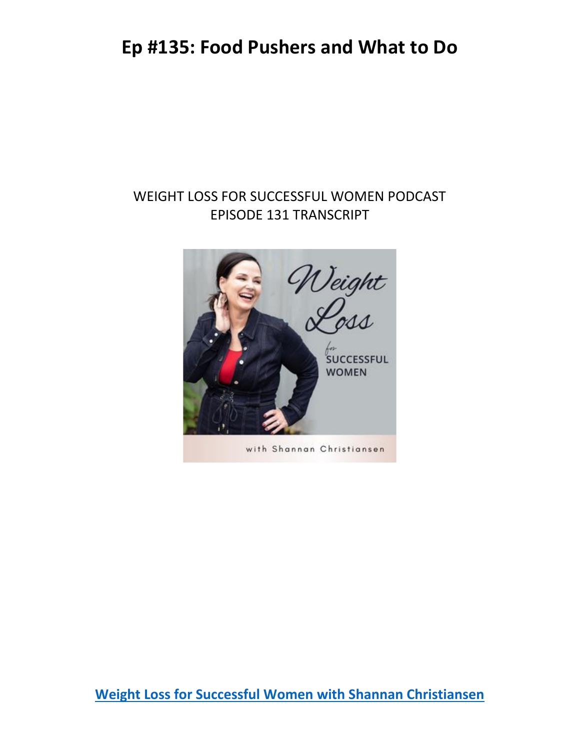# Ep #135: Food Pushers and What to Do

WEIGHT LOSS FOR SUCCESSFUL WOMEN PODCAST
EPISODE 131 TRANSCRIPT

[Weight Loss for Successful Women with Shannan Christiansen]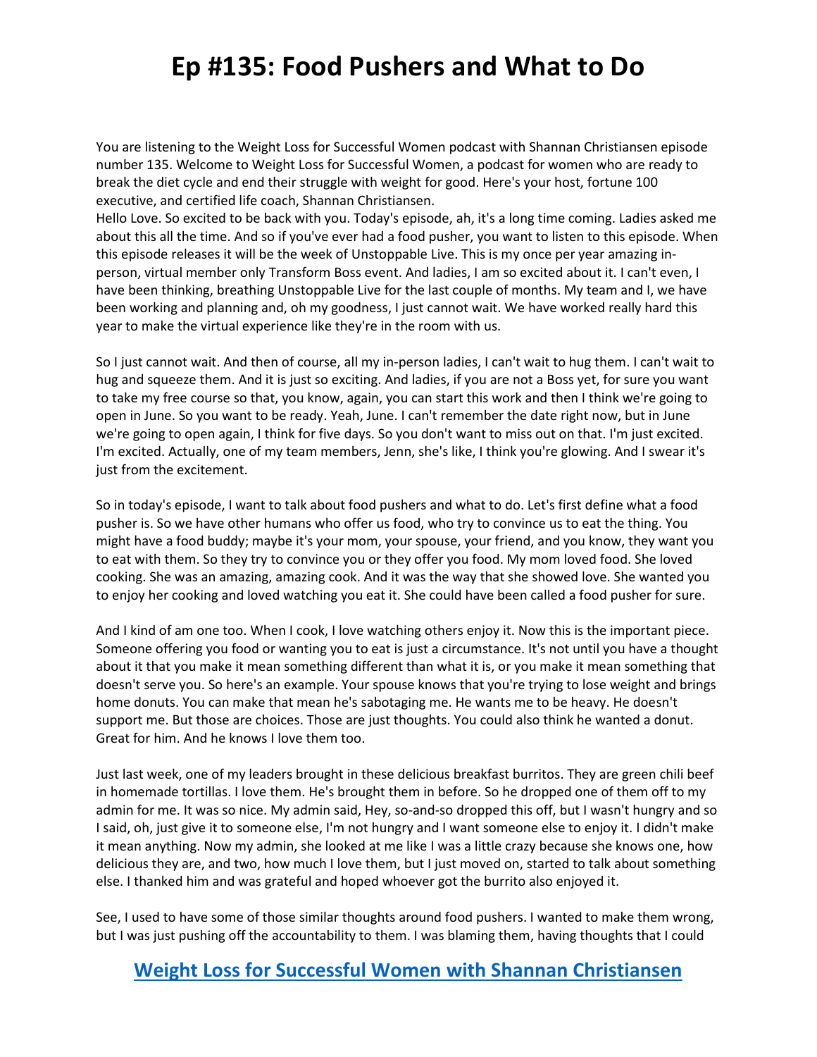# Ep #135: Food Pushers and What to Do

You are listening to the Weight Loss for Successful Women podcast with Shannan Christiansen episode number 135. Welcome to Weight Loss for Successful Women, a podcast for women who are ready to break the diet cycle and end their struggle with weight for good. Here's your host, fortune 100 executive, and certified life coach, Shannan Christiansen.

Hello Love. So excited to be back with you. Today's episode, ah, it's a long time coming. Ladies asked me about this all the time. And so if you've ever had a food pusher, you want to listen to this episode. When this episode releases it will be the week of Unstoppable Live. This is my once per year amazing in-person, virtual member only Transform Boss event. And ladies, I am so excited about it. I can't even, I have been thinking, breathing Unstoppable Live for the last couple of months. My team and I, we have been working and planning and, oh my goodness, I just cannot wait. We have worked really hard this year to make the virtual experience like they're in the room with us.

So I just cannot wait. And then of course, all my in-person ladies, I can't wait to hug them. I can't wait to hug and squeeze them. And it is just so exciting. And ladies, if you are not a Boss yet, for sure you want to take my free course so that, you know, again, you can start this work and then I think we're going to open in June. So you want to be ready. Yeah, June. I can't remember the date right now, but in June we're going to open again, I think for five days. So you don't want to miss out on that. I'm just excited. I'm excited. Actually, one of my team members, Jenn, she's like, I think you're glowing. And I swear it's just from the excitement.

So in today's episode, I want to talk about food pushers and what to do. Let's first define what a food pusher is. So we have other humans who offer us food, who try to convince us to eat the thing. You might have a food buddy; maybe it's your mom, your spouse, your friend, and you know, they want you to eat with them. So they try to convince you or they offer you food. My mom loved food. She loved cooking. She was an amazing, amazing cook. And it was the way that she showed love. She wanted you to enjoy her cooking and loved watching you eat it. She could have been called a food pusher for sure.

And I kind of am one too. When I cook, I love watching others enjoy it. Now this is the important piece. Someone offering you food or wanting you to eat is just a circumstance. It's not until you have a thought about it that you make it mean something different than what it is, or you make it mean something that doesn't serve you. So here's an example. Your spouse knows that you're trying to lose weight and brings home donuts. You can make that mean he's sabotaging me. He wants me to be heavy. He doesn't support me. But those are choices. Those are just thoughts. You could also think he wanted a donut. Great for him. And he knows I love them too.

Just last week, one of my leaders brought in these delicious breakfast burritos. They are green chili beef in homemade tortillas. I love them. He's brought them in before. So he dropped one of them off to my admin for me. It was so nice. My admin said, Hey, so-and-so dropped this off, but I wasn't hungry and so I said, oh, just give it to someone else, I'm not hungry and I want someone else to enjoy it. I didn't make it mean anything. Now my admin, she looked at me like I was a little crazy because she knows one, how delicious they are, and two, how much I love them, but I just moved on, started to talk about something else. I thanked him and was grateful and hoped whoever got the burrito also enjoyed it.

See, I used to have some of those similar thoughts around food pushers. I wanted to make them wrong, but I was just pushing off the accountability to them. I was blaming them, having thoughts that I could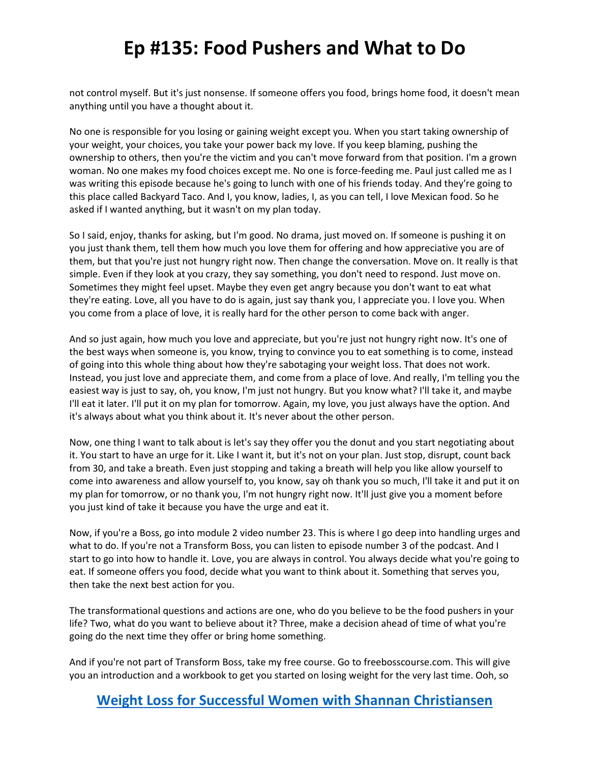not control myself. But it's just nonsense. If someone offers you food, brings home food, it doesn't mean anything until you have a thought about it.

No one is responsible for you losing or gaining weight except you. When you start taking ownership of your weight, your choices, you take your power back my love. If you keep blaming, pushing the ownership to others, then you're the victim and you can't move forward from that position. I'm a grown woman. No one makes my food choices except me. No one is force-feeding me. Paul just called me as I was writing this episode because he's going to lunch with one of his friends today. And they're going to this place called Backyard Taco. And I, you know, ladies, I, as you can tell, I love Mexican food. So he asked if I wanted anything, but it wasn't on my plan today.

So I said, enjoy, thanks for asking, but I'm good. No drama, just moved on. If someone is pushing it on you just thank them, tell them how much you love them for offering and how appreciative you are of them, but that you're just not hungry right now. Then change the conversation. Move on. It really is that simple. Even if they look at you crazy, they say something, you don't need to respond. Just move on. Sometimes they might feel upset. Maybe they even get angry because you don't want to eat what they're eating. Love, all you have to do is again, just say thank you, I appreciate you. I love you. When you come from a place of love, it is really hard for the other person to come back with anger.

And so just again, how much you love and appreciate, but you're just not hungry right now. It's one of the best ways when someone is, you know, trying to convince you to eat something is to come, instead of going into this whole thing about how they're sabotaging your weight loss. That does not work. Instead, you just love and appreciate them, and come from a place of love. And really, I'm telling you the easiest way is just to say, oh, you know, I'm just not hungry. But you know what? I'll take it, and maybe I'll eat it later. I'll put it on my plan for tomorrow. Again, my love, you just always have the option. And it's always about what you think about it. It's never about the other person.

Now, one thing I want to talk about is let's say they offer you the donut and you start negotiating about it. You start to have an urge for it. Like I want it, but it's not on your plan. Just stop, disrupt, count back from 30, and take a breath. Even just stopping and taking a breath will help you like allow yourself to come into awareness and allow yourself to, you know, say oh thank you so much, I'll take it and put it on my plan for tomorrow, or no thank you, I'm not hungry right now. It'll just give you a moment before you just kind of take it because you have the urge and eat it.

Now, if you're a Boss, go into module 2 video number 23. This is where I go deep into handling urges and what to do. If you're not a Transform Boss, you can listen to episode number 3 of the podcast. And I start to go into how to handle it. Love, you are always in control. You always decide what you're going to eat. If someone offers you food, decide what you want to think about it. Something that serves you, then take the next best action for you.

The transformational questions and actions are one, who do you believe to be the food pushers in your life? Two, what do you want to believe about it? Three, make a decision ahead of time of what you're going do the next time they offer or bring home something.

And if you're not part of Transform Boss, take my free course. Go to freebosscourse.com. This will give you an introduction and a workbook to get you started on losing weight for the very last time. Ooh, so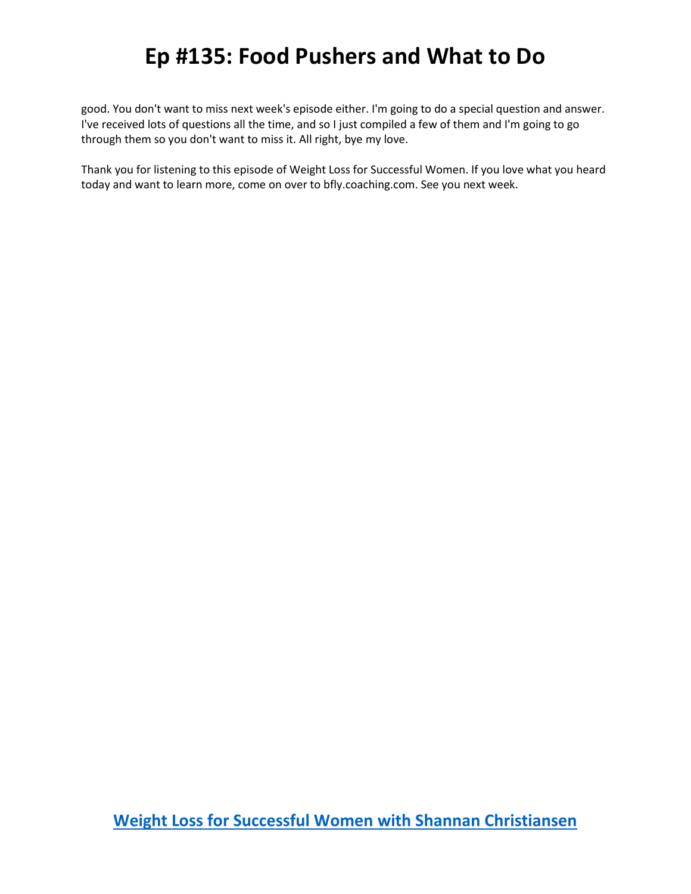good. You don't want to miss next week's episode either. I'm going to do a special question and answer. I've received lots of questions all the time, and so I just compiled a few of them and I'm going to go through them so you don't want to miss it. All right, bye my love.

Thank you for listening to this episode of Weight Loss for Successful Women. If you love what you heard today and want to learn more, come on over to bfly.coaching.com. See you next week.